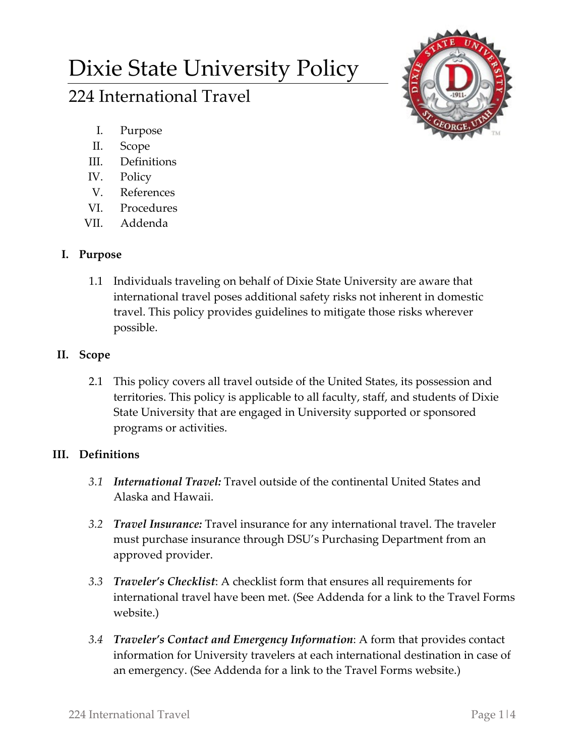# Dixie State University Policy

## 224 International Travel

I. Purpose
II. Scope
III. Definitions
IV. Policy
V. References
VI. Procedures
VII. Addenda

### I. Purpose

1.1 Individuals traveling on behalf of Dixie State University are aware that international travel poses additional safety risks not inherent in domestic travel. This policy provides guidelines to mitigate those risks wherever possible.

### II. Scope

2.1 This policy covers all travel outside of the United States, its possession and territories. This policy is applicable to all faculty, staff, and students of Dixie State University that are engaged in University supported or sponsored programs or activities.

### III. Definitions

*3.1* ***International Travel:*** Travel outside of the continental United States and Alaska and Hawaii.

*3.2* ***Travel Insurance:*** Travel insurance for any international travel. The traveler must purchase insurance through DSU's Purchasing Department from an approved provider.

*3.3* ***Traveler's Checklist***: A checklist form that ensures all requirements for international travel have been met. (See Addenda for a link to the Travel Forms website.)

*3.4* ***Traveler's Contact and Emergency Information***: A form that provides contact information for University travelers at each international destination in case of an emergency. (See Addenda for a link to the Travel Forms website.)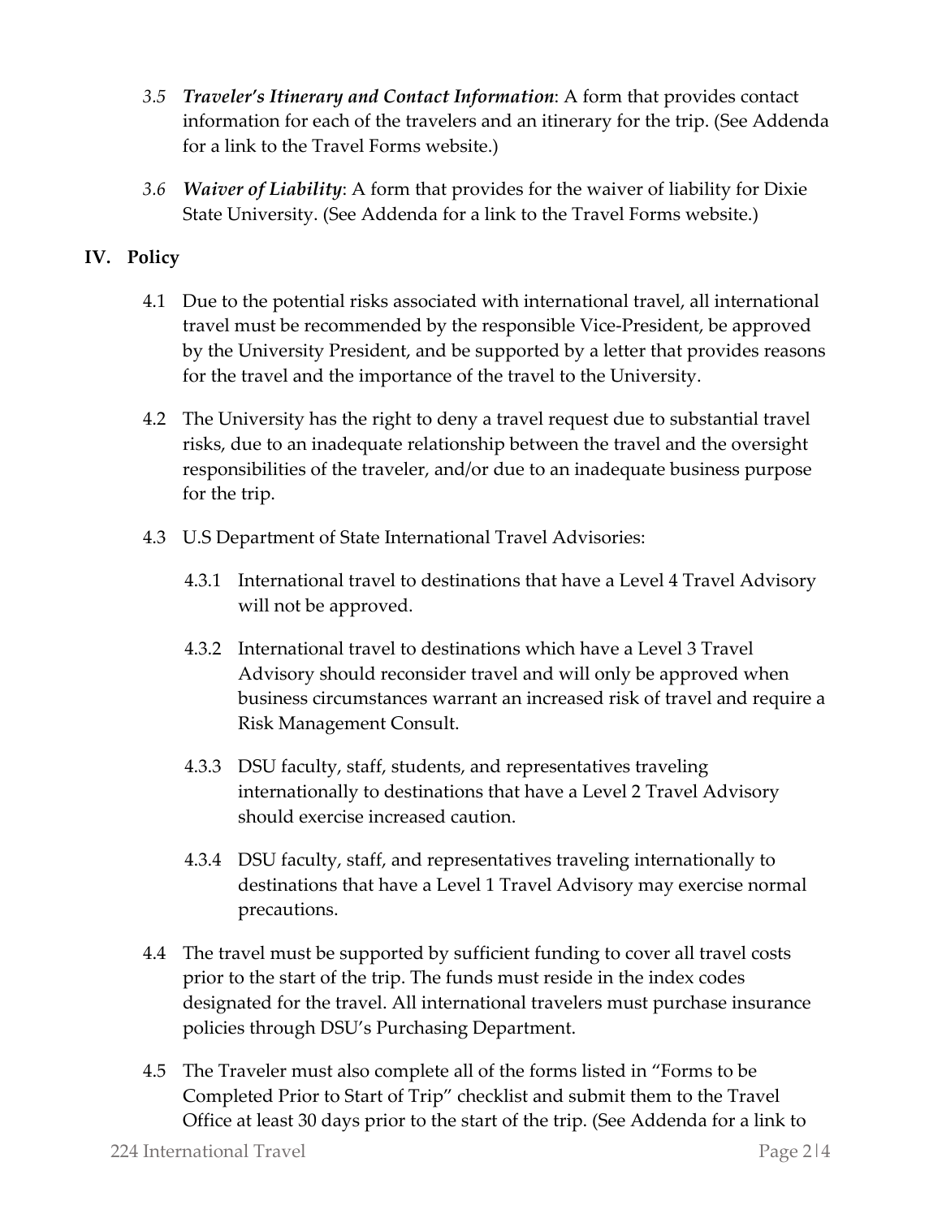*3.5* ***Traveler's Itinerary and Contact Information***: A form that provides contact information for each of the travelers and an itinerary for the trip. (See Addenda for a link to the Travel Forms website.)

*3.6* ***Waiver of Liability***: A form that provides for the waiver of liability for Dixie State University. (See Addenda for a link to the Travel Forms website.)

## IV. Policy

4.1 Due to the potential risks associated with international travel, all international travel must be recommended by the responsible Vice-President, be approved by the University President, and be supported by a letter that provides reasons for the travel and the importance of the travel to the University.

4.2 The University has the right to deny a travel request due to substantial travel risks, due to an inadequate relationship between the travel and the oversight responsibilities of the traveler, and/or due to an inadequate business purpose for the trip.

4.3 U.S Department of State International Travel Advisories:

4.3.1 International travel to destinations that have a Level 4 Travel Advisory will not be approved.

4.3.2 International travel to destinations which have a Level 3 Travel Advisory should reconsider travel and will only be approved when business circumstances warrant an increased risk of travel and require a Risk Management Consult.

4.3.3 DSU faculty, staff, students, and representatives traveling internationally to destinations that have a Level 2 Travel Advisory should exercise increased caution.

4.3.4 DSU faculty, staff, and representatives traveling internationally to destinations that have a Level 1 Travel Advisory may exercise normal precautions.

4.4 The travel must be supported by sufficient funding to cover all travel costs prior to the start of the trip. The funds must reside in the index codes designated for the travel. All international travelers must purchase insurance policies through DSU's Purchasing Department.

4.5 The Traveler must also complete all of the forms listed in "Forms to be Completed Prior to Start of Trip" checklist and submit them to the Travel Office at least 30 days prior to the start of the trip. (See Addenda for a link to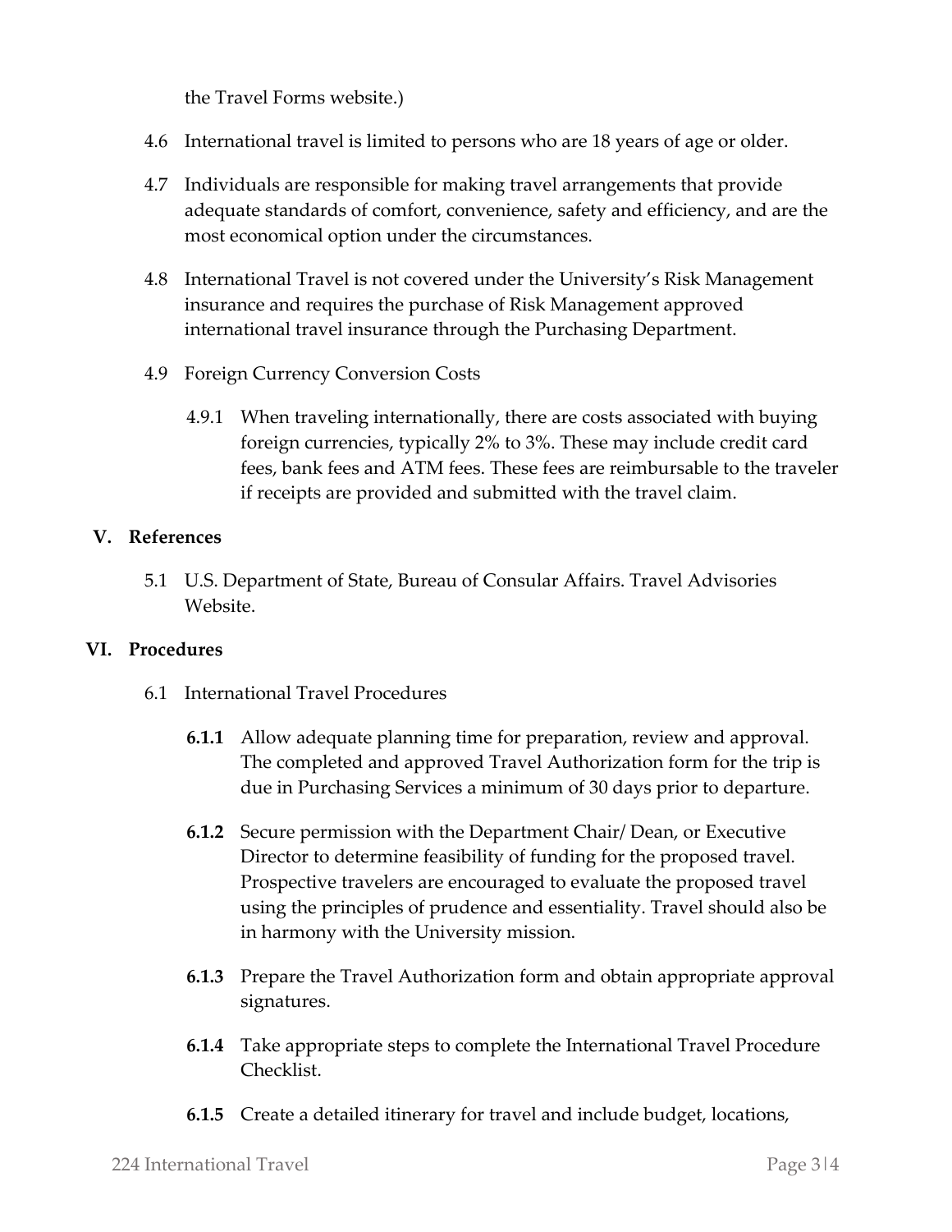the Travel Forms website.)

4.6 International travel is limited to persons who are 18 years of age or older.

4.7 Individuals are responsible for making travel arrangements that provide adequate standards of comfort, convenience, safety and efficiency, and are the most economical option under the circumstances.

4.8 International Travel is not covered under the University's Risk Management insurance and requires the purchase of Risk Management approved international travel insurance through the Purchasing Department.

4.9 Foreign Currency Conversion Costs

4.9.1 When traveling internationally, there are costs associated with buying foreign currencies, typically 2% to 3%. These may include credit card fees, bank fees and ATM fees. These fees are reimbursable to the traveler if receipts are provided and submitted with the travel claim.

## V. References

5.1 U.S. Department of State, Bureau of Consular Affairs. Travel Advisories Website.

## VI. Procedures

6.1 International Travel Procedures

**6.1.1** Allow adequate planning time for preparation, review and approval. The completed and approved Travel Authorization form for the trip is due in Purchasing Services a minimum of 30 days prior to departure.

**6.1.2** Secure permission with the Department Chair/ Dean, or Executive Director to determine feasibility of funding for the proposed travel. Prospective travelers are encouraged to evaluate the proposed travel using the principles of prudence and essentiality. Travel should also be in harmony with the University mission.

**6.1.3** Prepare the Travel Authorization form and obtain appropriate approval signatures.

**6.1.4** Take appropriate steps to complete the International Travel Procedure Checklist.

**6.1.5** Create a detailed itinerary for travel and include budget, locations,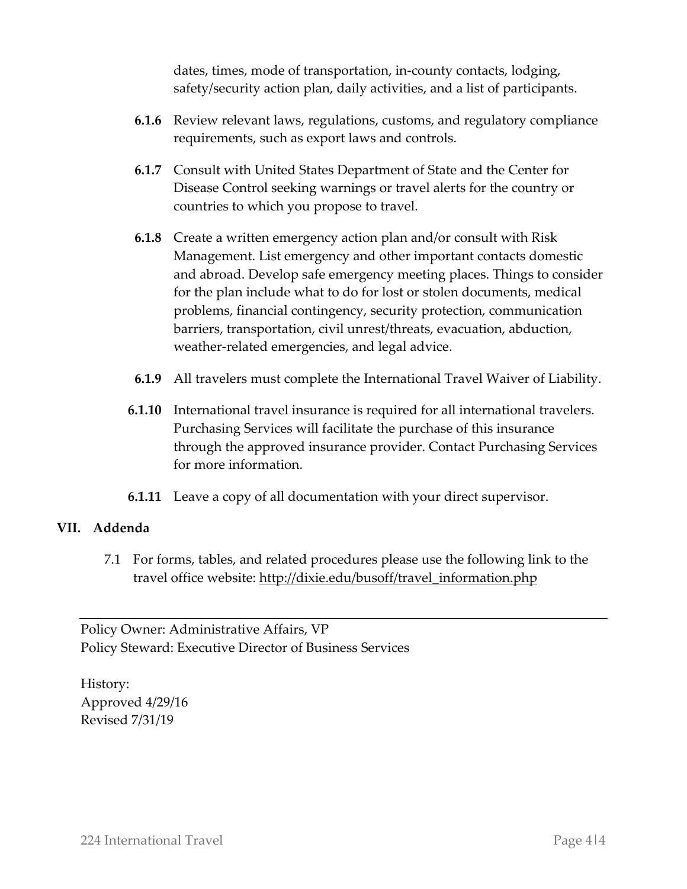dates, times, mode of transportation, in-county contacts, lodging, safety/security action plan, daily activities, and a list of participants.

**6.1.6** Review relevant laws, regulations, customs, and regulatory compliance requirements, such as export laws and controls.

**6.1.7** Consult with United States Department of State and the Center for Disease Control seeking warnings or travel alerts for the country or countries to which you propose to travel.

**6.1.8** Create a written emergency action plan and/or consult with Risk Management. List emergency and other important contacts domestic and abroad. Develop safe emergency meeting places. Things to consider for the plan include what to do for lost or stolen documents, medical problems, financial contingency, security protection, communication barriers, transportation, civil unrest/threats, evacuation, abduction, weather-related emergencies, and legal advice.

**6.1.9** All travelers must complete the International Travel Waiver of Liability.

**6.1.10** International travel insurance is required for all international travelers. Purchasing Services will facilitate the purchase of this insurance through the approved insurance provider. Contact Purchasing Services for more information.

**6.1.11** Leave a copy of all documentation with your direct supervisor.

## VII. Addenda

7.1 For forms, tables, and related procedures please use the following link to the travel office website: http://dixie.edu/busoff/travel_information.php

---

Policy Owner: Administrative Affairs, VP
Policy Steward: Executive Director of Business Services

History:
Approved 4/29/16
Revised 7/31/19